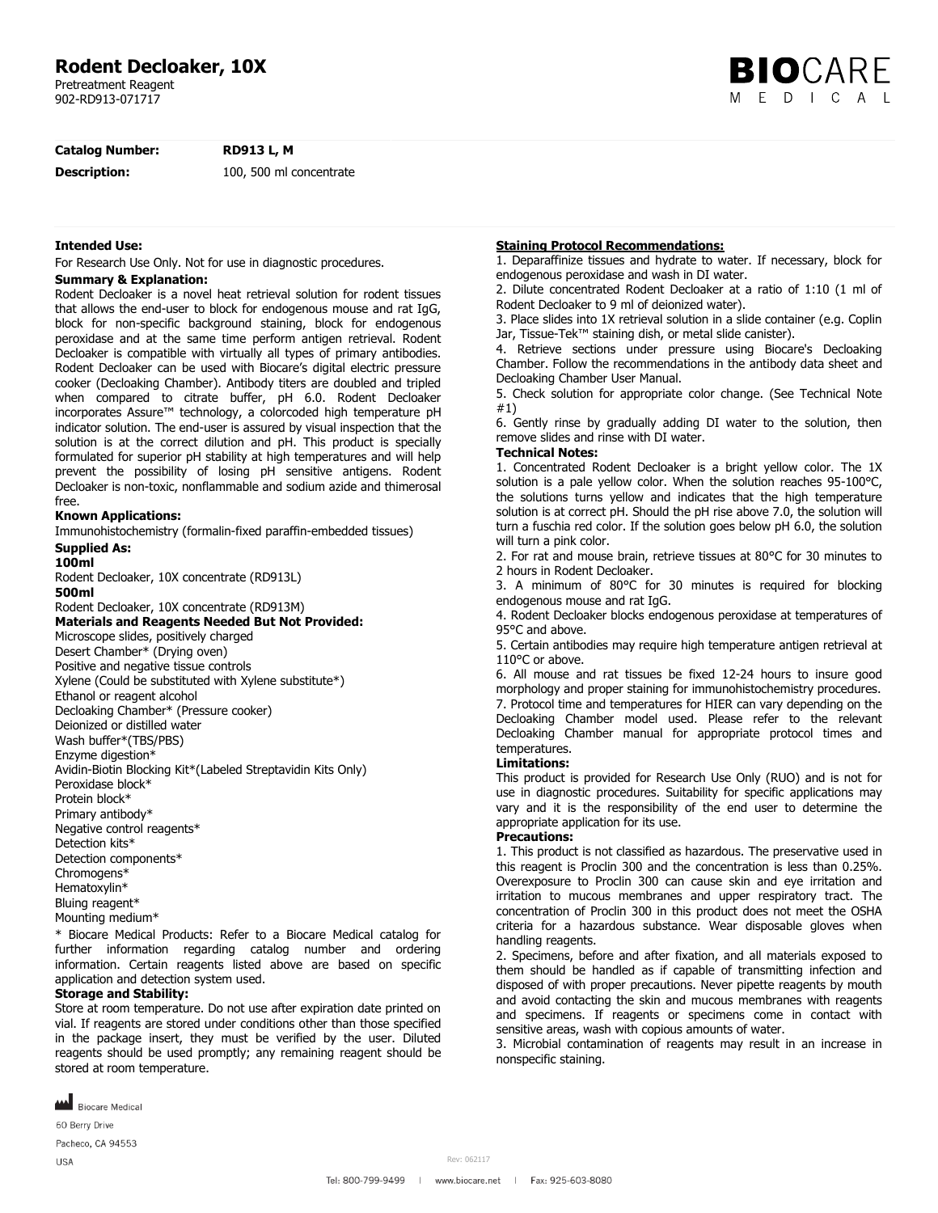# Rodent Decloaker, 10X

Pretreatment Reagent
902-RD913-071717

**BIOCARE MEDICAL**

**Catalog Number:** **RD913 L, M**

**Description:** 100, 500 ml concentrate

**Intended Use:**

For Research Use Only. Not for use in diagnostic procedures.

**Summary & Explanation:**

Rodent Decloaker is a novel heat retrieval solution for rodent tissues that allows the end-user to block for endogenous mouse and rat IgG, block for non-specific background staining, block for endogenous peroxidase and at the same time perform antigen retrieval. Rodent Decloaker is compatible with virtually all types of primary antibodies. Rodent Decloaker can be used with Biocare's digital electric pressure cooker (Decloaking Chamber). Antibody titers are doubled and tripled when compared to citrate buffer, pH 6.0. Rodent Decloaker incorporates Assure™ technology, a colorcoded high temperature pH indicator solution. The end-user is assured by visual inspection that the solution is at the correct dilution and pH. This product is specially formulated for superior pH stability at high temperatures and will help prevent the possibility of losing pH sensitive antigens. Rodent Decloaker is non-toxic, nonflammable and sodium azide and thimerosal free.

**Known Applications:**

Immunohistochemistry (formalin-fixed paraffin-embedded tissues)

**Supplied As:**

**100ml**

Rodent Decloaker, 10X concentrate (RD913L)

**500ml**

Rodent Decloaker, 10X concentrate (RD913M)

**Materials and Reagents Needed But Not Provided:**

Microscope slides, positively charged
Desert Chamber* (Drying oven)
Positive and negative tissue controls
Xylene (Could be substituted with Xylene substitute*)
Ethanol or reagent alcohol
Decloaking Chamber* (Pressure cooker)
Deionized or distilled water
Wash buffer*(TBS/PBS)
Enzyme digestion*
Avidin-Biotin Blocking Kit*(Labeled Streptavidin Kits Only)
Peroxidase block*
Protein block*
Primary antibody*
Negative control reagents*
Detection kits*
Detection components*
Chromogens*
Hematoxylin*
Bluing reagent*
Mounting medium*

* Biocare Medical Products: Refer to a Biocare Medical catalog for further information regarding catalog number and ordering information. Certain reagents listed above are based on specific application and detection system used.

**Storage and Stability:**

Store at room temperature. Do not use after expiration date printed on vial. If reagents are stored under conditions other than those specified in the package insert, they must be verified by the user. Diluted reagents should be used promptly; any remaining reagent should be stored at room temperature.

**Staining Protocol Recommendations:**

1. Deparaffinize tissues and hydrate to water. If necessary, block for endogenous peroxidase and wash in DI water.
2. Dilute concentrated Rodent Decloaker at a ratio of 1:10 (1 ml of Rodent Decloaker to 9 ml of deionized water).
3. Place slides into 1X retrieval solution in a slide container (e.g. Coplin Jar, Tissue-Tek™ staining dish, or metal slide canister).
4. Retrieve sections under pressure using Biocare's Decloaking Chamber. Follow the recommendations in the antibody data sheet and Decloaking Chamber User Manual.
5. Check solution for appropriate color change. (See Technical Note #1)
6. Gently rinse by gradually adding DI water to the solution, then remove slides and rinse with DI water.

**Technical Notes:**

1. Concentrated Rodent Decloaker is a bright yellow color. The 1X solution is a pale yellow color. When the solution reaches 95-100°C, the solutions turns yellow and indicates that the high temperature solution is at correct pH. Should the pH rise above 7.0, the solution will turn a fuschia red color. If the solution goes below pH 6.0, the solution will turn a pink color.
2. For rat and mouse brain, retrieve tissues at 80°C for 30 minutes to 2 hours in Rodent Decloaker.
3. A minimum of 80°C for 30 minutes is required for blocking endogenous mouse and rat IgG.
4. Rodent Decloaker blocks endogenous peroxidase at temperatures of 95°C and above.
5. Certain antibodies may require high temperature antigen retrieval at 110°C or above.
6. All mouse and rat tissues be fixed 12-24 hours to insure good morphology and proper staining for immunohistochemistry procedures.
7. Protocol time and temperatures for HIER can vary depending on the Decloaking Chamber model used. Please refer to the relevant Decloaking Chamber manual for appropriate protocol times and temperatures.

**Limitations:**

This product is provided for Research Use Only (RUO) and is not for use in diagnostic procedures. Suitability for specific applications may vary and it is the responsibility of the end user to determine the appropriate application for its use.

**Precautions:**

1. This product is not classified as hazardous. The preservative used in this reagent is Proclin 300 and the concentration is less than 0.25%. Overexposure to Proclin 300 can cause skin and eye irritation and irritation to mucous membranes and upper respiratory tract. The concentration of Proclin 300 in this product does not meet the OSHA criteria for a hazardous substance. Wear disposable gloves when handling reagents.
2. Specimens, before and after fixation, and all materials exposed to them should be handled as if capable of transmitting infection and disposed of with proper precautions. Never pipette reagents by mouth and avoid contacting the skin and mucous membranes with reagents and specimens. If reagents or specimens come in contact with sensitive areas, wash with copious amounts of water.
3. Microbial contamination of reagents may result in an increase in nonspecific staining.

Biocare Medical
60 Berry Drive
Pacheco, CA 94553
USA

Rev: 062117

Tel: 800-799-9499 | www.biocare.net | Fax: 925-603-8080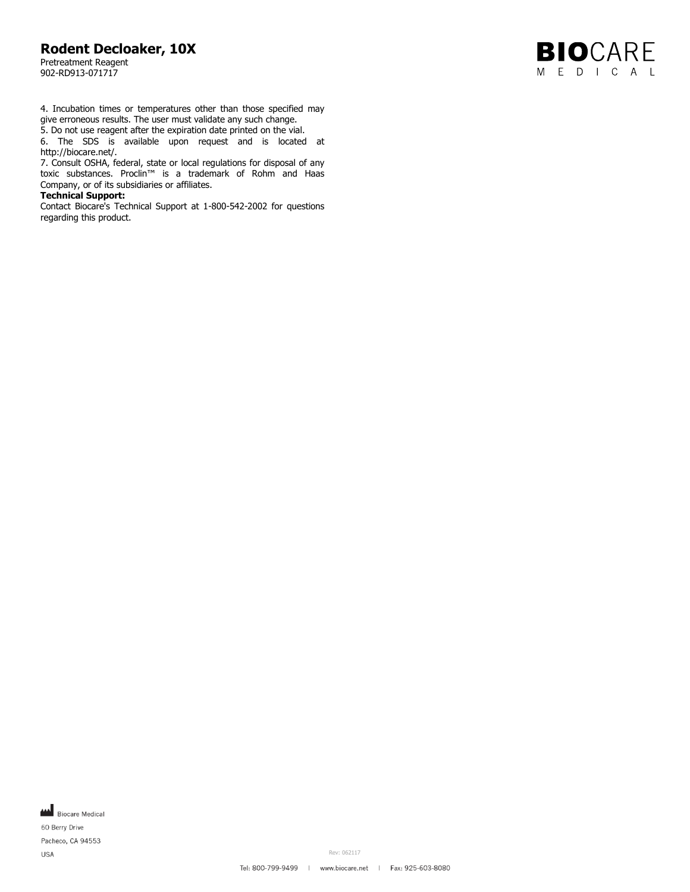4. Incubation times or temperatures other than those specified may give erroneous results. The user must validate any such change.
5. Do not use reagent after the expiration date printed on the vial.
6. The SDS is available upon request and is located at http://biocare.net/.
7. Consult OSHA, federal, state or local regulations for disposal of any toxic substances. Proclin™ is a trademark of Rohm and Haas Company, or of its subsidiaries or affiliates.

**Technical Support:**

Contact Biocare's Technical Support at 1-800-542-2002 for questions regarding this product.